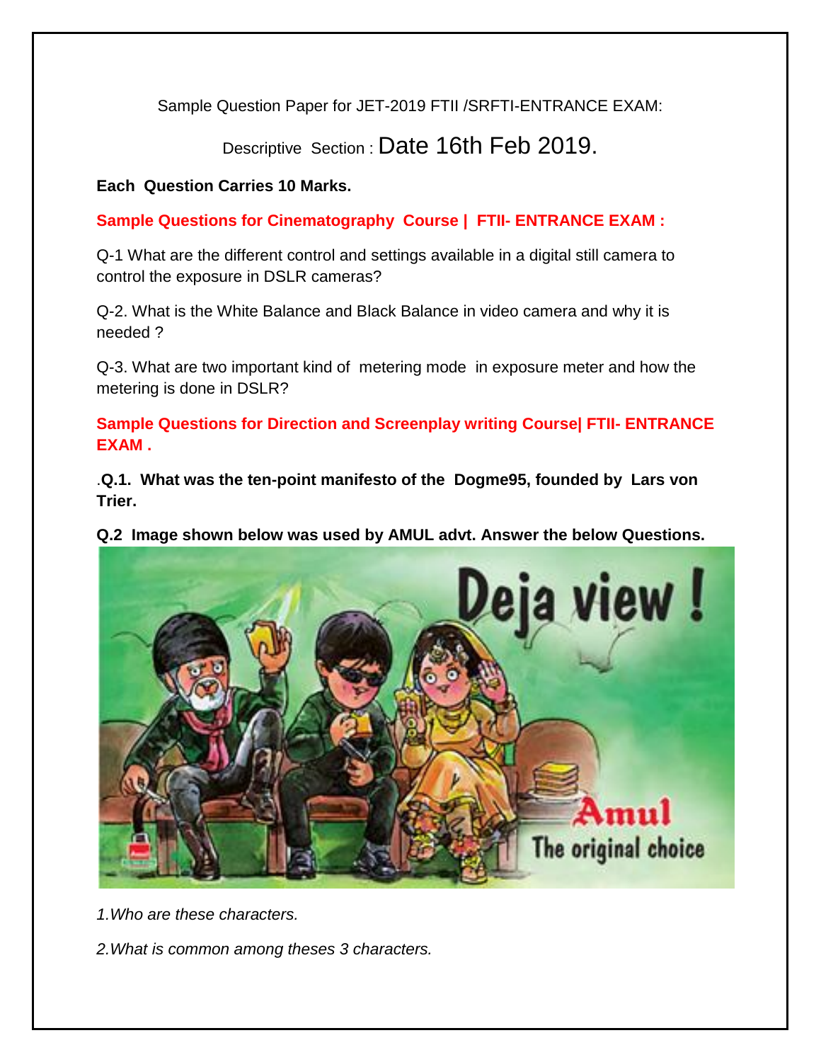Sample Question Paper for JET-2019 FTII /SRFTI-ENTRANCE EXAM:

Descriptive Section : Date 16th Feb 2019.

**Each Question Carries 10 Marks.**

**Sample Questions for Cinematography Course | FTII- ENTRANCE EXAM :**

Q-1 What are the different control and settings available in a digital still camera to control the exposure in DSLR cameras?

Q-2. What is the White Balance and Black Balance in video camera and why it is needed ?

Q-3. What are two important kind of metering mode in exposure meter and how the metering is done in DSLR?

**Sample Questions for Direction and Screenplay writing Course| FTII- ENTRANCE EXAM .**

.**Q.1. What was the ten-point manifesto of the Dogme95, founded by Lars von Trier.**

**Q.2 Image shown below was used by AMUL advt. Answer the below Questions.**

*1.Who are these characters.*

*2.What is common among theses 3 characters.*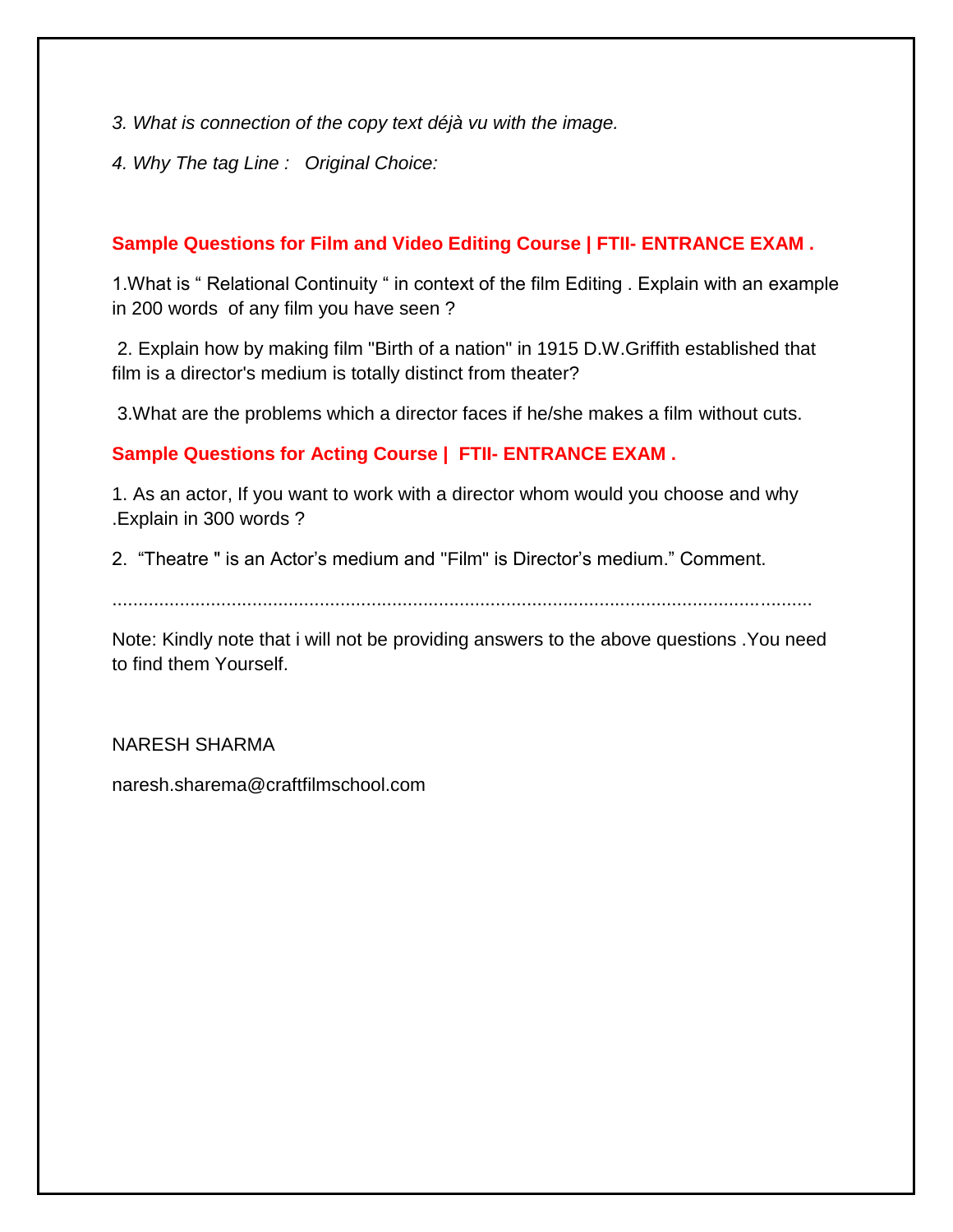*3. What is connection of the copy text déjà vu with the image.*

*4. Why The tag Line : Original Choice:*

**Sample Questions for Film and Video Editing Course | FTII- ENTRANCE EXAM .**

1.What is " Relational Continuity " in context of the film Editing . Explain with an example in 200 words of any film you have seen ?

2. Explain how by making film "Birth of a nation" in 1915 D.W.Griffith established that film is a director's medium is totally distinct from theater?

3.What are the problems which a director faces if he/she makes a film without cuts.

**Sample Questions for Acting Course | FTII- ENTRANCE EXAM .**

1. As an actor, If you want to work with a director whom would you choose and why .Explain in 300 words ?

2. "Theatre " is an Actor's medium and "Film" is Director's medium." Comment.

..........................................................................................................................................

Note: Kindly note that i will not be providing answers to the above questions .You need to find them Yourself.

NARESH SHARMA

naresh.sharema@craftfilmschool.com